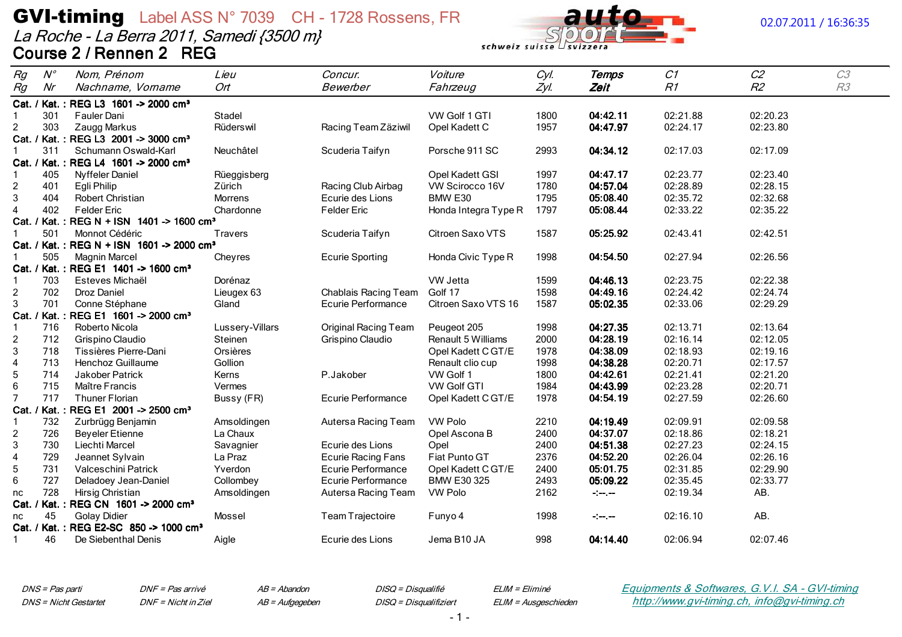# GVI-timing Label ASS N° 7039 CH - 1728 Rossens, FR

*La Roche - La Berra 2011, Samedi {3500 m}*

**Course 2 / Rennen 2 REG**

02.07.2011 / 16:36:35

| Rg<br>Rg | N°<br>Nr | Nom, Prénom<br>Nachname, Vorname | Lieu<br>Ort | Concur.<br>Bewerber | Voiture<br>Fahrzeug | Cyl.<br>Zyl. | Temps<br>Zeit | C1<br>R1 | C2<br>R2 | C3<br>R3 |
|---|---|---|---|---|---|---|---|---|---|---|
| **Cat. / Kat. : REG L3 1601 -> 2000 cm³** | | | | | | | | | | |
| 1 | 301 | Fauler Dani | Stadel | | VW Golf 1 GTI | 1800 | **04:42.11** | 02:21.88 | 02:20.23 | |
| 2 | 303 | Zaugg Markus | Rüderswil | Racing Team Zäziwil | Opel Kadett C | 1957 | **04:47.97** | 02:24.17 | 02:23.80 | |
| **Cat. / Kat. : REG L3 2001 -> 3000 cm³** | | | | | | | | | | |
| 1 | 311 | Schumann Oswald-Karl | Neuchâtel | Scuderia Taifyn | Porsche 911 SC | 2993 | **04:34.12** | 02:17.03 | 02:17.09 | |
| **Cat. / Kat. : REG L4 1601 -> 2000 cm³** | | | | | | | | | | |
| 1 | 405 | Nyffeler Daniel | Rüeggisberg | | Opel Kadett GSI | 1997 | **04:47.17** | 02:23.77 | 02:23.40 | |
| 2 | 401 | Egli Philip | Zürich | Racing Club Airbag | VW Scirocco 16V | 1780 | **04:57.04** | 02:28.89 | 02:28.15 | |
| 3 | 404 | Robert Christian | Morrens | Ecurie des Lions | BMW E30 | 1795 | **05:08.40** | 02:35.72 | 02:32.68 | |
| 4 | 402 | Felder Eric | Chardonne | Felder Eric | Honda Integra Type R | 1797 | **05:08.44** | 02:33.22 | 02:35.22 | |
| **Cat. / Kat. : REG N + ISN 1401 -> 1600 cm³** | | | | | | | | | | |
| 1 | 501 | Monnot Cédéric | Travers | Scuderia Taifyn | Citroen Saxo VTS | 1587 | **05:25.92** | 02:43.41 | 02:42.51 | |
| **Cat. / Kat. : REG N + ISN 1601 -> 2000 cm³** | | | | | | | | | | |
| 1 | 505 | Magnin Marcel | Cheyres | Ecurie Sporting | Honda Civic Type R | 1998 | **04:54.50** | 02:27.94 | 02:26.56 | |
| **Cat. / Kat. : REG E1 1401 -> 1600 cm³** | | | | | | | | | | |
| 1 | 703 | Esteves Michaël | Dorénaz | | VW Jetta | 1599 | **04:46.13** | 02:23.75 | 02:22.38 | |
| 2 | 702 | Droz Daniel | Lieugex 63 | Chablais Racing Team | Golf 17 | 1598 | **04:49.16** | 02:24.42 | 02:24.74 | |
| 3 | 701 | Conne Stéphane | Gland | Ecurie Performance | Citroen Saxo VTS 16 | 1587 | **05:02.35** | 02:33.06 | 02:29.29 | |
| **Cat. / Kat. : REG E1 1601 -> 2000 cm³** | | | | | | | | | | |
| 1 | 716 | Roberto Nicola | Lussery-Villars | Original Racing Team | Peugeot 205 | 1998 | **04:27.35** | 02:13.71 | 02:13.64 | |
| 2 | 712 | Grispino Claudio | Steinen | Grispino Claudio | Renault 5 Williams | 2000 | **04:28.19** | 02:16.14 | 02:12.05 | |
| 3 | 718 | Tissières Pierre-Dani | Orsières | | Opel Kadett C GT/E | 1978 | **04:38.09** | 02:18.93 | 02:19.16 | |
| 4 | 713 | Henchoz Guillaume | Gollion | | Renault clio cup | 1998 | **04:38.28** | 02:20.71 | 02:17.57 | |
| 5 | 714 | Jakober Patrick | Kerns | P.Jakober | VW Golf 1 | 1800 | **04:42.61** | 02:21.41 | 02:21.20 | |
| 6 | 715 | Maître Francis | Vermes | | VW Golf GTI | 1984 | **04:43.99** | 02:23.28 | 02:20.71 | |
| 7 | 717 | Thuner Florian | Bussy (FR) | Ecurie Performance | Opel Kadett C GT/E | 1978 | **04:54.19** | 02:27.59 | 02:26.60 | |
| **Cat. / Kat. : REG E1 2001 -> 2500 cm³** | | | | | | | | | | |
| 1 | 732 | Zurbrügg Benjamin | Amsoldingen | Autersa Racing Team | VW Polo | 2210 | **04:19.49** | 02:09.91 | 02:09.58 | |
| 2 | 726 | Beyeler Etienne | La Chaux | | Opel Ascona B | 2400 | **04:37.07** | 02:18.86 | 02:18.21 | |
| 3 | 730 | Liechti Marcel | Savagnier | Ecurie des Lions | Opel | 2400 | **04:51.38** | 02:27.23 | 02:24.15 | |
| 4 | 729 | Jeannet Sylvain | La Praz | Ecurie Racing Fans | Fiat Punto GT | 2376 | **04:52.20** | 02:26.04 | 02:26.16 | |
| 5 | 731 | Valceschini Patrick | Yverdon | Ecurie Performance | Opel Kadett C GT/E | 2400 | **05:01.75** | 02:31.85 | 02:29.90 | |
| 6 | 727 | Deladoey Jean-Daniel | Collombey | Ecurie Performance | BMW E30 325 | 2493 | **05:09.22** | 02:35.45 | 02:33.77 | |
| nc | 728 | Hirsig Christian | Amsoldingen | Autersa Racing Team | VW Polo | 2162 | **-:--.--** | 02:19.34 | AB. | |
| **Cat. / Kat. : REG CN 1601 -> 2000 cm³** | | | | | | | | | | |
| nc | 45 | Golay Didier | Mossel | Team Trajectoire | Funyo 4 | 1998 | **-:--.--** | 02:16.10 | AB. | |
| **Cat. / Kat. : REG E2-SC 850 -> 1000 cm³** | | | | | | | | | | |
| 1 | 46 | De Siebenthal Denis | Aigle | Ecurie des Lions | Jema B10 JA | 998 | **04:14.40** | 02:06.94 | 02:07.46 | |

*DNS = Pas parti* — *DNS = Nicht Gestartet*
*DNF = Pas arrivé* — *DNF = Nicht in Ziel*
*AB = Abandon* — *AB = Aufgegeben*
*DISQ = Disqualifié* — *DISQ = Disqualifiziert*
*ELIM = Eliminé* — *ELIM = Ausgeschieden*

*Equipments & Softwares, G.V.I. SA - GVI-timing*
*http://www.gvi-timing.ch, info@gvi-timing.ch*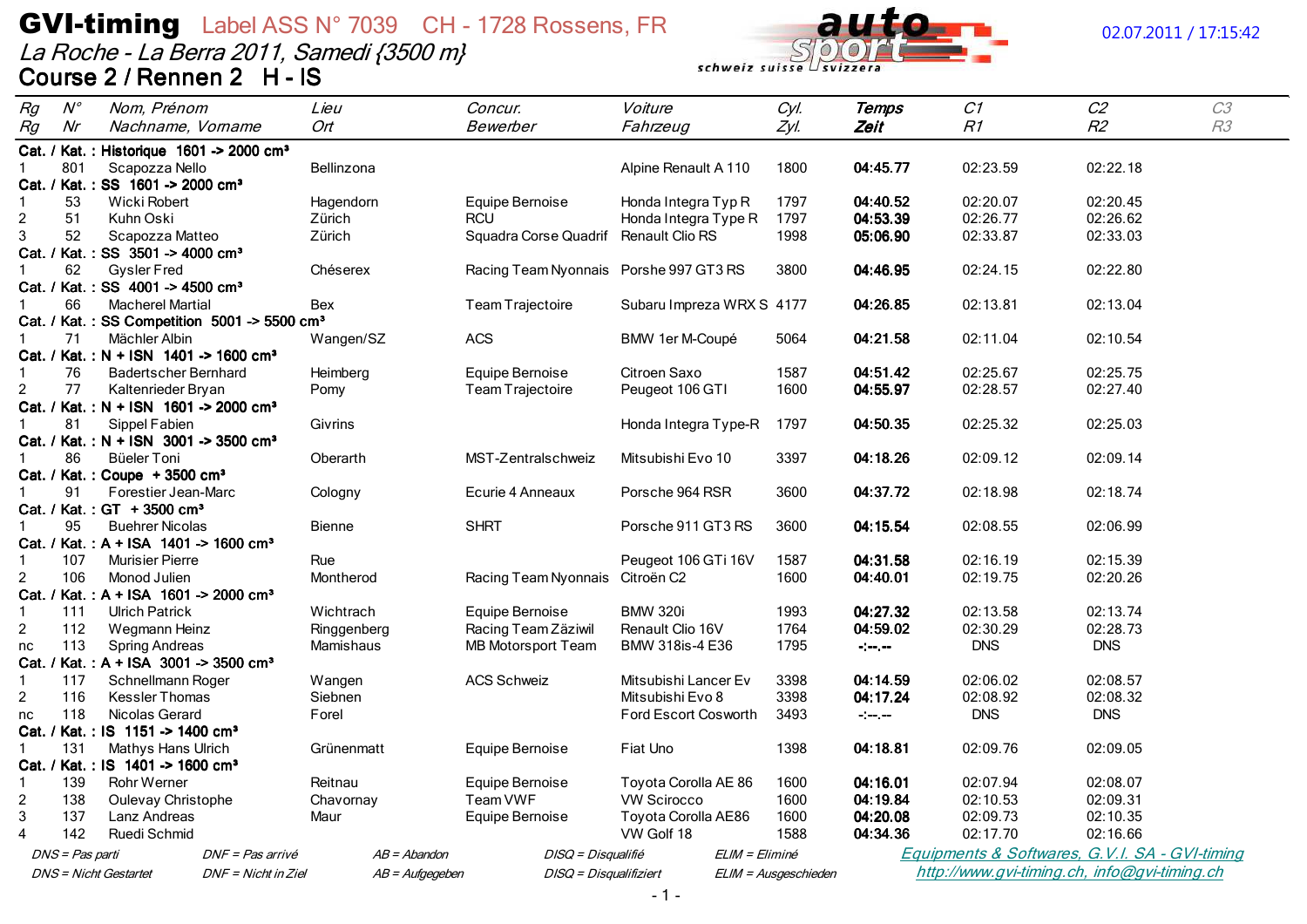# GVI-timing Label ASS N° 7039 CH - 1728 Rossens, FR

02.07.2011 / 17:15:42

*La Roche - La Berra 2011, Samedi {3500 m}*

## Course 2 / Rennen 2 H - IS

| Rg<br>Rg | N°<br>Nr | Nom, Prénom<br>Nachname, Vorname | Lieu<br>Ort | Concur.<br>Bewerber | Voiture<br>Fahrzeug | Cyl.<br>Zyl. | Temps<br>Zeit | C1<br>R1 | C2<br>R2 | C3<br>R3 |
|---|---|---|---|---|---|---|---|---|---|---|
| **Cat. / Kat. : Historique 1601 -> 2000 cm³** | | | | | | | | | | |
| 1 | 801 | Scapozza Nello | Bellinzona | | Alpine Renault A 110 | 1800 | **04:45.77** | 02:23.59 | 02:22.18 | |
| **Cat. / Kat. : SS 1601 -> 2000 cm³** | | | | | | | | | | |
| 1 | 53 | Wicki Robert | Hagendorn | Equipe Bernoise | Honda Integra Typ R | 1797 | **04:40.52** | 02:20.07 | 02:20.45 | |
| 2 | 51 | Kuhn Oski | Zürich | RCU | Honda Integra Type R | 1797 | **04:53.39** | 02:26.77 | 02:26.62 | |
| 3 | 52 | Scapozza Matteo | Zürich | Squadra Corse Quadrif | Renault Clio RS | 1998 | **05:06.90** | 02:33.87 | 02:33.03 | |
| **Cat. / Kat. : SS 3501 -> 4000 cm³** | | | | | | | | | | |
| 1 | 62 | Gysler Fred | Chéserex | Racing Team Nyonnais | Porshe 997 GT3 RS | 3800 | **04:46.95** | 02:24.15 | 02:22.80 | |
| **Cat. / Kat. : SS 4001 -> 4500 cm³** | | | | | | | | | | |
| 1 | 66 | Macherel Martial | Bex | Team Trajectoire | Subaru Impreza WRX S | 4177 | **04:26.85** | 02:13.81 | 02:13.04 | |
| **Cat. / Kat. : SS Competition 5001 -> 5500 cm³** | | | | | | | | | | |
| 1 | 71 | Mächler Albin | Wangen/SZ | ACS | BMW 1er M-Coupé | 5064 | **04:21.58** | 02:11.04 | 02:10.54 | |
| **Cat. / Kat. : N + ISN 1401 -> 1600 cm³** | | | | | | | | | | |
| 1 | 76 | Badertscher Bernhard | Heimberg | Equipe Bernoise | Citroen Saxo | 1587 | **04:51.42** | 02:25.67 | 02:25.75 | |
| 2 | 77 | Kaltenrieder Bryan | Pomy | Team Trajectoire | Peugeot 106 GTI | 1600 | **04:55.97** | 02:28.57 | 02:27.40 | |
| **Cat. / Kat. : N + ISN 1601 -> 2000 cm³** | | | | | | | | | | |
| 1 | 81 | Sippel Fabien | Givrins | | Honda Integra Type-R | 1797 | **04:50.35** | 02:25.32 | 02:25.03 | |
| **Cat. / Kat. : N + ISN 3001 -> 3500 cm³** | | | | | | | | | | |
| 1 | 86 | Büeler Toni | Oberarth | MST-Zentralschweiz | Mitsubishi Evo 10 | 3397 | **04:18.26** | 02:09.12 | 02:09.14 | |
| **Cat. / Kat. : Coupe + 3500 cm³** | | | | | | | | | | |
| 1 | 91 | Forestier Jean-Marc | Cologny | Ecurie 4 Anneaux | Porsche 964 RSR | 3600 | **04:37.72** | 02:18.98 | 02:18.74 | |
| **Cat. / Kat. : GT + 3500 cm³** | | | | | | | | | | |
| 1 | 95 | Buehrer Nicolas | Bienne | SHRT | Porsche 911 GT3 RS | 3600 | **04:15.54** | 02:08.55 | 02:06.99 | |
| **Cat. / Kat. : A + ISA 1401 -> 1600 cm³** | | | | | | | | | | |
| 1 | 107 | Murisier Pierre | Rue | | Peugeot 106 GTi 16V | 1587 | **04:31.58** | 02:16.19 | 02:15.39 | |
| 2 | 106 | Monod Julien | Montherod | Racing Team Nyonnais | Citroën C2 | 1600 | **04:40.01** | 02:19.75 | 02:20.26 | |
| **Cat. / Kat. : A + ISA 1601 -> 2000 cm³** | | | | | | | | | | |
| 1 | 111 | Ulrich Patrick | Wichtrach | Equipe Bernoise | BMW 320i | 1993 | **04:27.32** | 02:13.58 | 02:13.74 | |
| 2 | 112 | Wegmann Heinz | Ringgenberg | Racing Team Zäziwil | Renault Clio 16V | 1764 | **04:59.02** | 02:30.29 | 02:28.73 | |
| nc | 113 | Spring Andreas | Mamishaus | MB Motorsport Team | BMW 318is-4 E36 | 1795 | **-:--.--** | DNS | DNS | |
| **Cat. / Kat. : A + ISA 3001 -> 3500 cm³** | | | | | | | | | | |
| 1 | 117 | Schnellmann Roger | Wangen | ACS Schweiz | Mitsubishi Lancer Ev | 3398 | **04:14.59** | 02:06.02 | 02:08.57 | |
| 2 | 116 | Kessler Thomas | Siebnen | | Mitsubishi Evo 8 | 3398 | **04:17.24** | 02:08.92 | 02:08.32 | |
| nc | 118 | Nicolas Gerard | Forel | | Ford Escort Cosworth | 3493 | **-:--.--** | DNS | DNS | |
| **Cat. / Kat. : IS 1151 -> 1400 cm³** | | | | | | | | | | |
| 1 | 131 | Mathys Hans Ulrich | Grünenmatt | Equipe Bernoise | Fiat Uno | 1398 | **04:18.81** | 02:09.76 | 02:09.05 | |
| **Cat. / Kat. : IS 1401 -> 1600 cm³** | | | | | | | | | | |
| 1 | 139 | Rohr Werner | Reitnau | Equipe Bernoise | Toyota Corolla AE 86 | 1600 | **04:16.01** | 02:07.94 | 02:08.07 | |
| 2 | 138 | Oulevay Christophe | Chavornay | Team VWF | VW Scirocco | 1600 | **04:19.84** | 02:10.53 | 02:09.31 | |
| 3 | 137 | Lanz Andreas | Maur | Equipe Bernoise | Toyota Corolla AE86 | 1600 | **04:20.08** | 02:09.73 | 02:10.35 | |
| 4 | 142 | Ruedi Schmid | | | VW Golf 18 | 1588 | **04:34.36** | 02:17.70 | 02:16.66 | |

*DNS = Pas parti* *DNF = Pas arrivé* *AB = Abandon* *DISQ = Disqualifié* *ELIM = Eliminé*

*DNS = Nicht Gestartet* *DNF = Nicht in Ziel* *AB = Aufgegeben* *DISQ = Disqualifiziert* *ELIM = Ausgeschieden*

*Equipments & Softwares, G.V.I. SA - GVI-timing*
*http://www.gvi-timing.ch, info@gvi-timing.ch*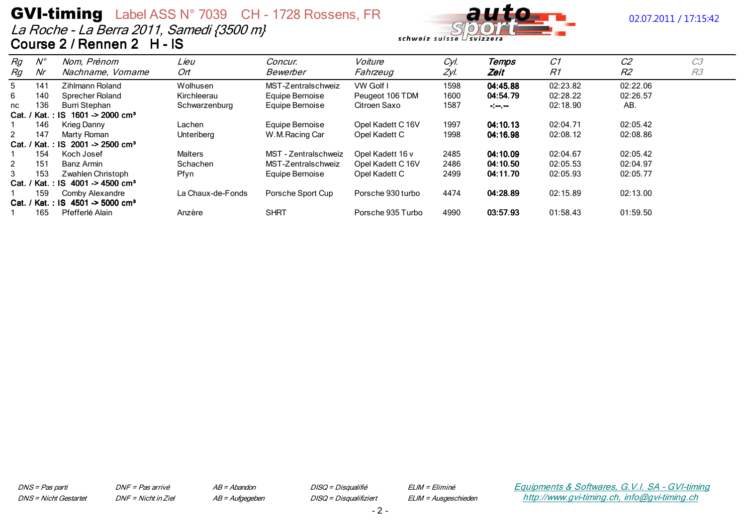# GVI-timing Label ASS N° 7039 CH - 1728 Rossens, FR

02.07.2011 / 17:15:42

*La Roche - La Berra 2011, Samedi {3500 m}*

## Course 2 / Rennen 2 H - IS

| *Rg* *Rg* | *N°* *Nr* | *Nom, Prénom* *Nachname, Vorname* | *Lieu* *Ort* | *Concur.* *Bewerber* | *Voiture* *Fahrzeug* | *Cyl.* *Zyl.* | ***Temps*** ***Zeit*** | *C1* *R1* | *C2* *R2* | *C3* *R3* |
|---|---|---|---|---|---|---|---|---|---|---|
| 5 | 141 | Zihlmann Roland | Wolhusen | MST-Zentralschweiz | VW Golf I | 1598 | **04:45.88** | 02:23.82 | 02:22.06 | |
| 6 | 140 | Sprecher Roland | Kirchleerau | Equipe Bernoise | Peugeot 106 TDM | 1600 | **04:54.79** | 02:28.22 | 02:26.57 | |
| nc | 136 | Burri Stephan | Schwarzenburg | Equipe Bernoise | Citroen Saxo | 1587 | **-:--.--** | 02:18.90 | AB. | |
| **Cat. / Kat. : IS 1601 -> 2000 cm³** | | | | | | | | | | |
| 1 | 146 | Krieg Danny | Lachen | Equipe Bernoise | Opel Kadett C 16V | 1997 | **04:10.13** | 02:04.71 | 02:05.42 | |
| 2 | 147 | Marty Roman | Unteriberg | W.M.Racing Car | Opel Kadett C | 1998 | **04:16.98** | 02:08.12 | 02:08.86 | |
| **Cat. / Kat. : IS 2001 -> 2500 cm³** | | | | | | | | | | |
| 1 | 154 | Koch Josef | Malters | MST - Zentralschweiz | Opel Kadett 16 v | 2485 | **04:10.09** | 02:04.67 | 02:05.42 | |
| 2 | 151 | Banz Armin | Schachen | MST-Zentralschweiz | Opel Kadett C 16V | 2486 | **04:10.50** | 02:05.53 | 02:04.97 | |
| 3 | 153 | Zwahlen Christoph | Pfyn | Equipe Bernoise | Opel Kadett C | 2499 | **04:11.70** | 02:05.93 | 02:05.77 | |
| **Cat. / Kat. : IS 4001 -> 4500 cm³** | | | | | | | | | | |
| 1 | 159 | Comby Alexandre | La Chaux-de-Fonds | Porsche Sport Cup | Porsche 930 turbo | 4474 | **04:28.89** | 02:15.89 | 02:13.00 | |
| **Cat. / Kat. : IS 4501 -> 5000 cm³** | | | | | | | | | | |
| 1 | 165 | Pfefferlé Alain | Anzère | SHRT | Porsche 935 Turbo | 4990 | **03:57.93** | 01:58.43 | 01:59.50 | |

*DNS = Pas parti* *DNS = Nicht Gestartet* — *DNF = Pas arrivé* *DNF = Nicht in Ziel* — *AB = Abandon* *AB = Aufgegeben* — *DISQ = Disqualifié* *DISQ = Disqualifiziert* — *ELIM = Eliminé* *ELIM = Ausgeschieden*

*Equipments & Softwares, G.V.I. SA - GVI-timing*
*http://www.gvi-timing.ch, info@gvi-timing.ch*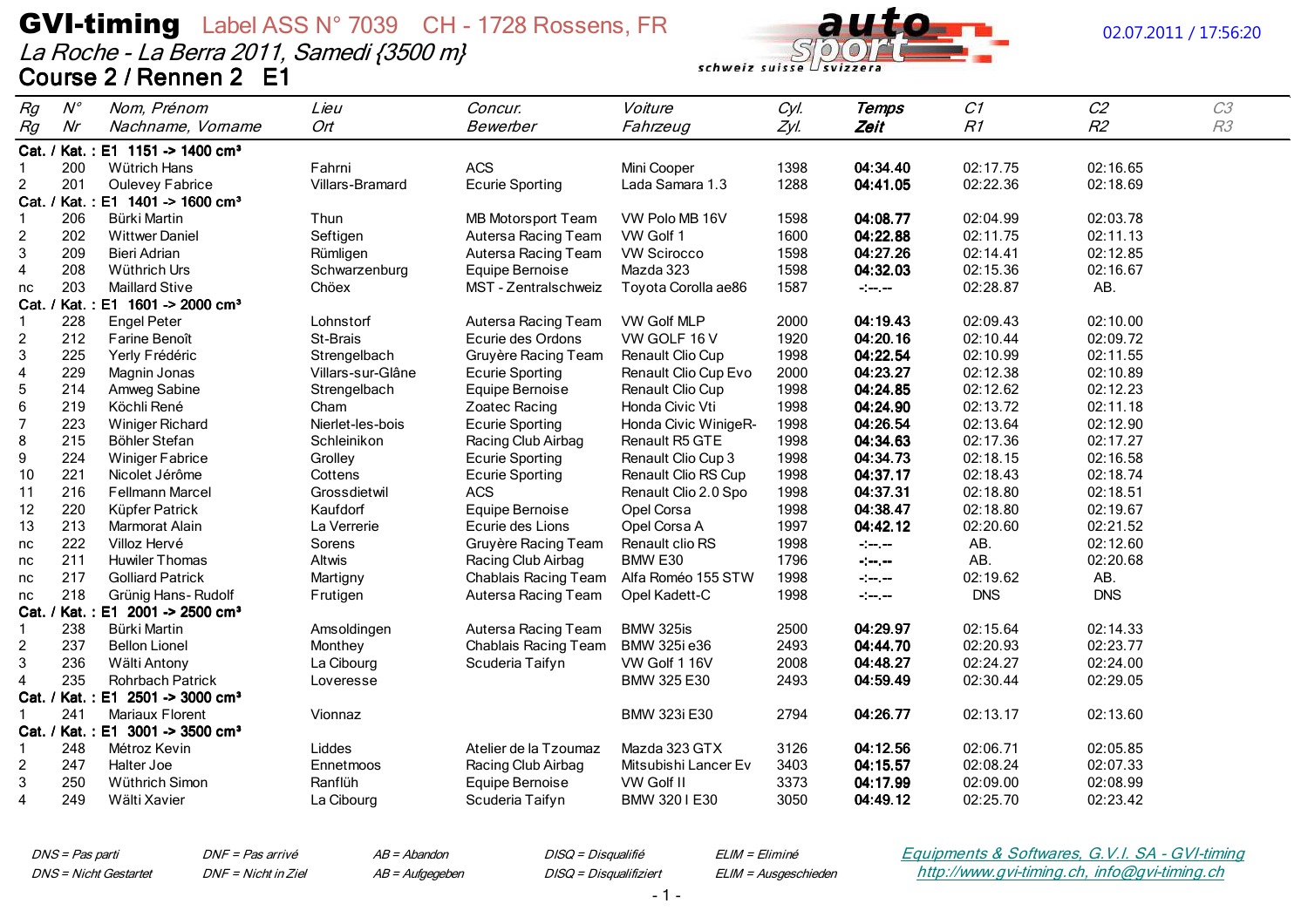# GVI-timing Label ASS N° 7039 CH - 1728 Rossens, FR

*La Roche - La Berra 2011, Samedi {3500 m}*

02.07.2011 / 17:56:20

## Course 2 / Rennen 2 E1

| Rg / Rg | N° / Nr | Nom, Prénom / Nachname, Vorname | Lieu / Ort | Concur. / Bewerber | Voiture / Fahrzeug | Cyl. / Zyl. | Temps / Zeit | C1 / R1 | C2 / R2 | C3 / R3 |
|---|---|---|---|---|---|---|---|---|---|---|
| **Cat. / Kat. : E1 1151 -> 1400 cm³** | | | | | | | | | | |
| 1 | 200 | Wütrich Hans | Fahrni | ACS | Mini Cooper | 1398 | **04:34.40** | 02:17.75 | 02:16.65 | |
| 2 | 201 | Oulevey Fabrice | Villars-Bramard | Ecurie Sporting | Lada Samara 1.3 | 1288 | **04:41.05** | 02:22.36 | 02:18.69 | |
| **Cat. / Kat. : E1 1401 -> 1600 cm³** | | | | | | | | | | |
| 1 | 206 | Bürki Martin | Thun | MB Motorsport Team | VW Polo MB 16V | 1598 | **04:08.77** | 02:04.99 | 02:03.78 | |
| 2 | 202 | Wittwer Daniel | Seftigen | Autersa Racing Team | VW Golf 1 | 1600 | **04:22.88** | 02:11.75 | 02:11.13 | |
| 3 | 209 | Bieri Adrian | Rümligen | Autersa Racing Team | VW Scirocco | 1598 | **04:27.26** | 02:14.41 | 02:12.85 | |
| 4 | 208 | Wüthrich Urs | Schwarzenburg | Equipe Bernoise | Mazda 323 | 1598 | **04:32.03** | 02:15.36 | 02:16.67 | |
| nc | 203 | Maillard Stive | Chöex | MST - Zentralschweiz | Toyota Corolla ae86 | 1587 | -:--.-- | 02:28.87 | AB. | |
| **Cat. / Kat. : E1 1601 -> 2000 cm³** | | | | | | | | | | |
| 1 | 228 | Engel Peter | Lohnstorf | Autersa Racing Team | VW Golf MLP | 2000 | **04:19.43** | 02:09.43 | 02:10.00 | |
| 2 | 212 | Farine Benoît | St-Brais | Ecurie des Ordons | VW GOLF 16 V | 1920 | **04:20.16** | 02:10.44 | 02:09.72 | |
| 3 | 225 | Yerly Frédéric | Strengelbach | Gruyère Racing Team | Renault Clio Cup | 1998 | **04:22.54** | 02:10.99 | 02:11.55 | |
| 4 | 229 | Magnin Jonas | Villars-sur-Glâne | Ecurie Sporting | Renault Clio Cup Evo | 2000 | **04:23.27** | 02:12.38 | 02:10.89 | |
| 5 | 214 | Amweg Sabine | Strengelbach | Equipe Bernoise | Renault Clio Cup | 1998 | **04:24.85** | 02:12.62 | 02:12.23 | |
| 6 | 219 | Köchli René | Cham | Zoatec Racing | Honda Civic Vti | 1998 | **04:24.90** | 02:13.72 | 02:11.18 | |
| 7 | 223 | Winiger Richard | Nierlet-les-bois | Ecurie Sporting | Honda Civic WinigeR- | 1998 | **04:26.54** | 02:13.64 | 02:12.90 | |
| 8 | 215 | Böhler Stefan | Schleinikon | Racing Club Airbag | Renault R5 GTE | 1998 | **04:34.63** | 02:17.36 | 02:17.27 | |
| 9 | 224 | Winiger Fabrice | Grolley | Ecurie Sporting | Renault Clio Cup 3 | 1998 | **04:34.73** | 02:18.15 | 02:16.58 | |
| 10 | 221 | Nicolet Jérôme | Cottens | Ecurie Sporting | Renault Clio RS Cup | 1998 | **04:37.17** | 02:18.43 | 02:18.74 | |
| 11 | 216 | Fellmann Marcel | Grossdietwil | ACS | Renault Clio 2.0 Spo | 1998 | **04:37.31** | 02:18.80 | 02:18.51 | |
| 12 | 220 | Küpfer Patrick | Kaufdorf | Equipe Bernoise | Opel Corsa | 1998 | **04:38.47** | 02:18.80 | 02:19.67 | |
| 13 | 213 | Marmorat Alain | La Verrerie | Ecurie des Lions | Opel Corsa A | 1997 | **04:42.12** | 02:20.60 | 02:21.52 | |
| nc | 222 | Villoz Hervé | Sorens | Gruyère Racing Team | Renault clio RS | 1998 | -:--.-- | AB. | 02:12.60 | |
| nc | 211 | Huwiler Thomas | Altwis | Racing Club Airbag | BMW E30 | 1796 | -:--.-- | AB. | 02:20.68 | |
| nc | 217 | Golliard Patrick | Martigny | Chablais Racing Team | Alfa Roméo 155 STW | 1998 | -:--.-- | 02:19.62 | AB. | |
| nc | 218 | Grünig Hans- Rudolf | Frutigen | Autersa Racing Team | Opel Kadett-C | 1998 | -:--.-- | DNS | DNS | |
| **Cat. / Kat. : E1 2001 -> 2500 cm³** | | | | | | | | | | |
| 1 | 238 | Bürki Martin | Amsoldingen | Autersa Racing Team | BMW 325is | 2500 | **04:29.97** | 02:15.64 | 02:14.33 | |
| 2 | 237 | Bellon Lionel | Monthey | Chablais Racing Team | BMW 325i e36 | 2493 | **04:44.70** | 02:20.93 | 02:23.77 | |
| 3 | 236 | Wälti Antony | La Cibourg | Scuderia Taifyn | VW Golf 1 16V | 2008 | **04:48.27** | 02:24.27 | 02:24.00 | |
| 4 | 235 | Rohrbach Patrick | Loveresse | | BMW 325 E30 | 2493 | **04:59.49** | 02:30.44 | 02:29.05 | |
| **Cat. / Kat. : E1 2501 -> 3000 cm³** | | | | | | | | | | |
| 1 | 241 | Mariaux Florent | Vionnaz | | BMW 323i E30 | 2794 | **04:26.77** | 02:13.17 | 02:13.60 | |
| **Cat. / Kat. : E1 3001 -> 3500 cm³** | | | | | | | | | | |
| 1 | 248 | Métroz Kevin | Liddes | Atelier de la Tzoumaz | Mazda 323 GTX | 3126 | **04:12.56** | 02:06.71 | 02:05.85 | |
| 2 | 247 | Halter Joe | Ennetmoos | Racing Club Airbag | Mitsubishi Lancer Ev | 3403 | **04:15.57** | 02:08.24 | 02:07.33 | |
| 3 | 250 | Wüthrich Simon | Ranflüh | Equipe Bernoise | VW Golf II | 3373 | **04:17.99** | 02:09.00 | 02:08.99 | |
| 4 | 249 | Wälti Xavier | La Cibourg | Scuderia Taifyn | BMW 320 I E30 | 3050 | **04:49.12** | 02:25.70 | 02:23.42 | |

*DNS = Pas parti* — *DNS = Nicht Gestartet*
*DNF = Pas arrivé* — *DNF = Nicht in Ziel*
*AB = Abandon* — *AB = Aufgegeben*
*DISQ = Disqualifié* — *DISQ = Disqualifiziert*
*ELIM = Eliminé* — *ELIM = Ausgeschieden*

Equipments & Softwares, G.V.I. SA - GVI-timing
http://www.gvi-timing.ch, info@gvi-timing.ch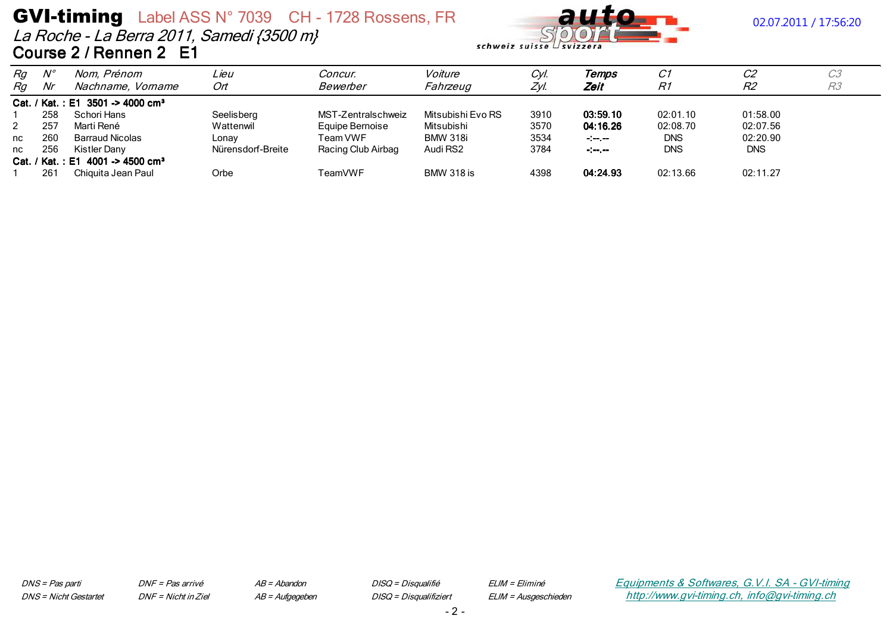# GVI-timing Label ASS N° 7039 CH - 1728 Rossens, FR

*La Roche - La Berra 2011, Samedi {3500 m}*

**Course 2 / Rennen 2 E1**

02.07.2011 / 17:56:20

| Rg<br>Rg | N°<br>Nr | Nom, Prénom<br>Nachname, Vorname | Lieu<br>Ort | Concur.<br>Bewerber | Voiture<br>Fahrzeug | Cyl.<br>Zyl. | Temps<br>Zeit | C1<br>R1 | C2<br>R2 | C3<br>R3 |
|---|---|---|---|---|---|---|---|---|---|---|
| **Cat. / Kat. : E1 3501 -> 4000 cm³** | | | | | | | | | | |
| 1 | 258 | Schori Hans | Seelisberg | MST-Zentralschweiz | Mitsubishi Evo RS | 3910 | **03:59.10** | 02:01.10 | 01:58.00 | |
| 2 | 257 | Marti René | Wattenwil | Equipe Bernoise | Mitsubishi | 3570 | **04:16.26** | 02:08.70 | 02:07.56 | |
| nc | 260 | Barraud Nicolas | Lonay | Team VWF | BMW 318i | 3534 | -:--.-- | DNS | 02:20.90 | |
| nc | 256 | Kistler Dany | Nürensdorf-Breite | Racing Club Airbag | Audi RS2 | 3784 | -:--.-- | DNS | DNS | |
| **Cat. / Kat. : E1 4001 -> 4500 cm³** | | | | | | | | | | |
| 1 | 261 | Chiquita Jean Paul | Orbe | TeamVWF | BMW 318 is | 4398 | **04:24.93** | 02:13.66 | 02:11.27 | |

*DNS = Pas parti* *DNF = Pas arrivé* *AB = Abandon* *DISQ = Disqualifié* *ELIM = Eliminé*

*DNS = Nicht Gestartet* *DNF = Nicht in Ziel* *AB = Aufgegeben* *DISQ = Disqualifiziert* *ELIM = Ausgeschieden*

*Equipments & Softwares, G.V.I. SA - GVI-timing*
*http://www.gvi-timing.ch, info@gvi-timing.ch*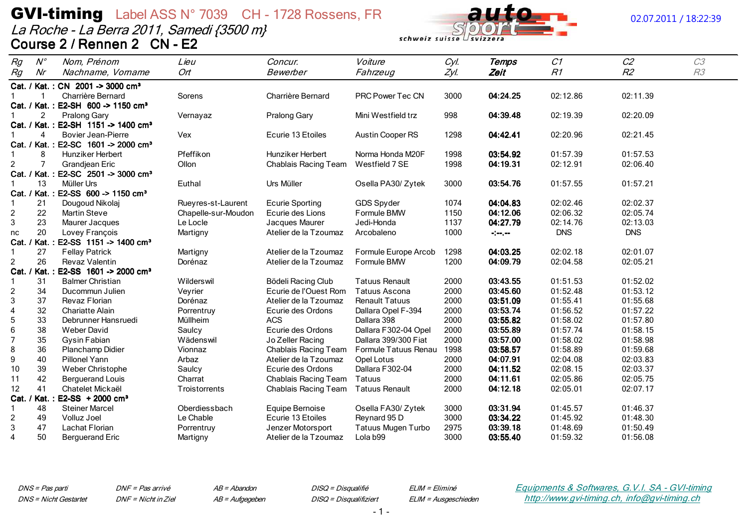# GVI-timing Label ASS N° 7039 CH - 1728 Rossens, FR

02.07.2011 / 18:22:39

*La Roche - La Berra 2011, Samedi {3500 m}*

## Course 2 / Rennen 2 CN - E2

| Rg<br>Rg | N°<br>Nr | Nom, Prénom<br>Nachname, Vorname | Lieu<br>Ort | Concur.<br>Bewerber | Voiture<br>Fahrzeug | Cyl.<br>Zyl. | Temps<br>Zeit | C1<br>R1 | C2<br>R2 | C3<br>R3 |
|---|---|---|---|---|---|---|---|---|---|---|
| **Cat. / Kat. : CN 2001 -> 3000 cm³** | | | | | | | | | | |
| 1 | 1 | Charrière Bernard | Sorens | Charrière Bernard | PRC Power Tec CN | 3000 | **04:24.25** | 02:12.86 | 02:11.39 | |
| **Cat. / Kat. : E2-SH 600 -> 1150 cm³** | | | | | | | | | | |
| 1 | 2 | Pralong Gary | Vernayaz | Pralong Gary | Mini Westfield trz | 998 | **04:39.48** | 02:19.39 | 02:20.09 | |
| **Cat. / Kat. : E2-SH 1151 -> 1400 cm³** | | | | | | | | | | |
| 1 | 4 | Bovier Jean-Pierre | Vex | Ecurie 13 Etoiles | Austin Cooper RS | 1298 | **04:42.41** | 02:20.96 | 02:21.45 | |
| **Cat. / Kat. : E2-SC 1601 -> 2000 cm³** | | | | | | | | | | |
| 1 | 8 | Hunziker Herbert | Pfeffikon | Hunziker Herbert | Norma Honda M20F | 1998 | **03:54.92** | 01:57.39 | 01:57.53 | |
| 2 | 7 | Grandjean Eric | Ollon | Chablais Racing Team | Westfield 7 SE | 1998 | **04:19.31** | 02:12.91 | 02:06.40 | |
| **Cat. / Kat. : E2-SC 2501 -> 3000 cm³** | | | | | | | | | | |
| 1 | 13 | Müller Urs | Euthal | Urs Müller | Osella PA30/ Zytek | 3000 | **03:54.76** | 01:57.55 | 01:57.21 | |
| **Cat. / Kat. : E2-SS 600 -> 1150 cm³** | | | | | | | | | | |
| 1 | 21 | Dougoud Nikolaj | Rueyres-st-Laurent | Ecurie Sporting | GDS Spyder | 1074 | **04:04.83** | 02:02.46 | 02:02.37 | |
| 2 | 22 | Martin Steve | Chapelle-sur-Moudon | Ecurie des Lions | Formule BMW | 1150 | **04:12.06** | 02:06.32 | 02:05.74 | |
| 3 | 23 | Maurer Jacques | Le Locle | Jacques Maurer | Jedi-Honda | 1137 | **04:27.79** | 02:14.76 | 02:13.03 | |
| nc | 20 | Lovey François | Martigny | Atelier de la Tzoumaz | Arcobaleno | 1000 | **-:--.--** | DNS | DNS | |
| **Cat. / Kat. : E2-SS 1151 -> 1400 cm³** | | | | | | | | | | |
| 1 | 27 | Fellay Patrick | Martigny | Atelier de la Tzoumaz | Formule Europe Arcob | 1298 | **04:03.25** | 02:02.18 | 02:01.07 | |
| 2 | 26 | Revaz Valentin | Dorénaz | Atelier de la Tzoumaz | Formule BMW | 1200 | **04:09.79** | 02:04.58 | 02:05.21 | |
| **Cat. / Kat. : E2-SS 1601 -> 2000 cm³** | | | | | | | | | | |
| 1 | 31 | Balmer Christian | Wilderswil | Bödeli Racing Club | Tatuus Renault | 2000 | **03:43.55** | 01:51.53 | 01:52.02 | |
| 2 | 34 | Ducommun Julien | Veyrier | Ecurie de l'Ouest Rom | Tatuus Ascona | 2000 | **03:45.60** | 01:52.48 | 01:53.12 | |
| 3 | 37 | Revaz Florian | Dorénaz | Atelier de la Tzoumaz | Renault Tatuus | 2000 | **03:51.09** | 01:55.41 | 01:55.68 | |
| 4 | 32 | Chariatte Alain | Porrentruy | Ecurie des Ordons | Dallara Opel F-394 | 2000 | **03:53.74** | 01:56.52 | 01:57.22 | |
| 5 | 33 | Debrunner Hansruedi | Müllheim | ACS | Dallara 398 | 2000 | **03:55.82** | 01:58.02 | 01:57.80 | |
| 6 | 38 | Weber David | Saulcy | Ecurie des Ordons | Dallara F302-04 Opel | 2000 | **03:55.89** | 01:57.74 | 01:58.15 | |
| 7 | 35 | Gysin Fabian | Wädenswil | Jo Zeller Racing | Dallara 399/300 Fiat | 2000 | **03:57.00** | 01:58.02 | 01:58.98 | |
| 8 | 36 | Planchamp Didier | Vionnaz | Chablais Racing Team | Formule Tatuus Renau | 1998 | **03:58.57** | 01:58.89 | 01:59.68 | |
| 9 | 40 | Pillonel Yann | Arbaz | Atelier de la Tzoumaz | Opel Lotus | 2000 | **04:07.91** | 02:04.08 | 02:03.83 | |
| 10 | 39 | Weber Christophe | Saulcy | Ecurie des Ordons | Dallara F302-04 | 2000 | **04:11.52** | 02:08.15 | 02:03.37 | |
| 11 | 42 | Berguerand Louis | Charrat | Chablais Racing Team | Tatuus | 2000 | **04:11.61** | 02:05.86 | 02:05.75 | |
| 12 | 41 | Chatelet Mickaël | Troistorrents | Chablais Racing Team | Tatuus Renault | 2000 | **04:12.18** | 02:05.01 | 02:07.17 | |
| **Cat. / Kat. : E2-SS + 2000 cm³** | | | | | | | | | | |
| 1 | 48 | Steiner Marcel | Oberdiessbach | Equipe Bernoise | Osella FA30/ Zytek | 3000 | **03:31.94** | 01:45.57 | 01:46.37 | |
| 2 | 49 | Volluz Joel | Le Chable | Ecurie 13 Etoiles | Reynard 95 D | 3000 | **03:34.22** | 01:45.92 | 01:48.30 | |
| 3 | 47 | Lachat Florian | Porrentruy | Jenzer Motorsport | Tatuus Mugen Turbo | 2975 | **03:39.18** | 01:48.69 | 01:50.49 | |
| 4 | 50 | Berguerand Eric | Martigny | Atelier de la Tzoumaz | Lola b99 | 3000 | **03:55.40** | 01:59.32 | 01:56.08 | |

*DNS = Pas parti* — *DNS = Nicht Gestartet*
*DNF = Pas arrivé* — *DNF = Nicht in Ziel*
*AB = Abandon* — *AB = Aufgegeben*
*DISQ = Disqualifié* — *DISQ = Disqualifiziert*
*ELIM = Eliminé* — *ELIM = Ausgeschieden*

Equipments & Softwares, G.V.I. SA - GVI-timing
http://www.gvi-timing.ch, info@gvi-timing.ch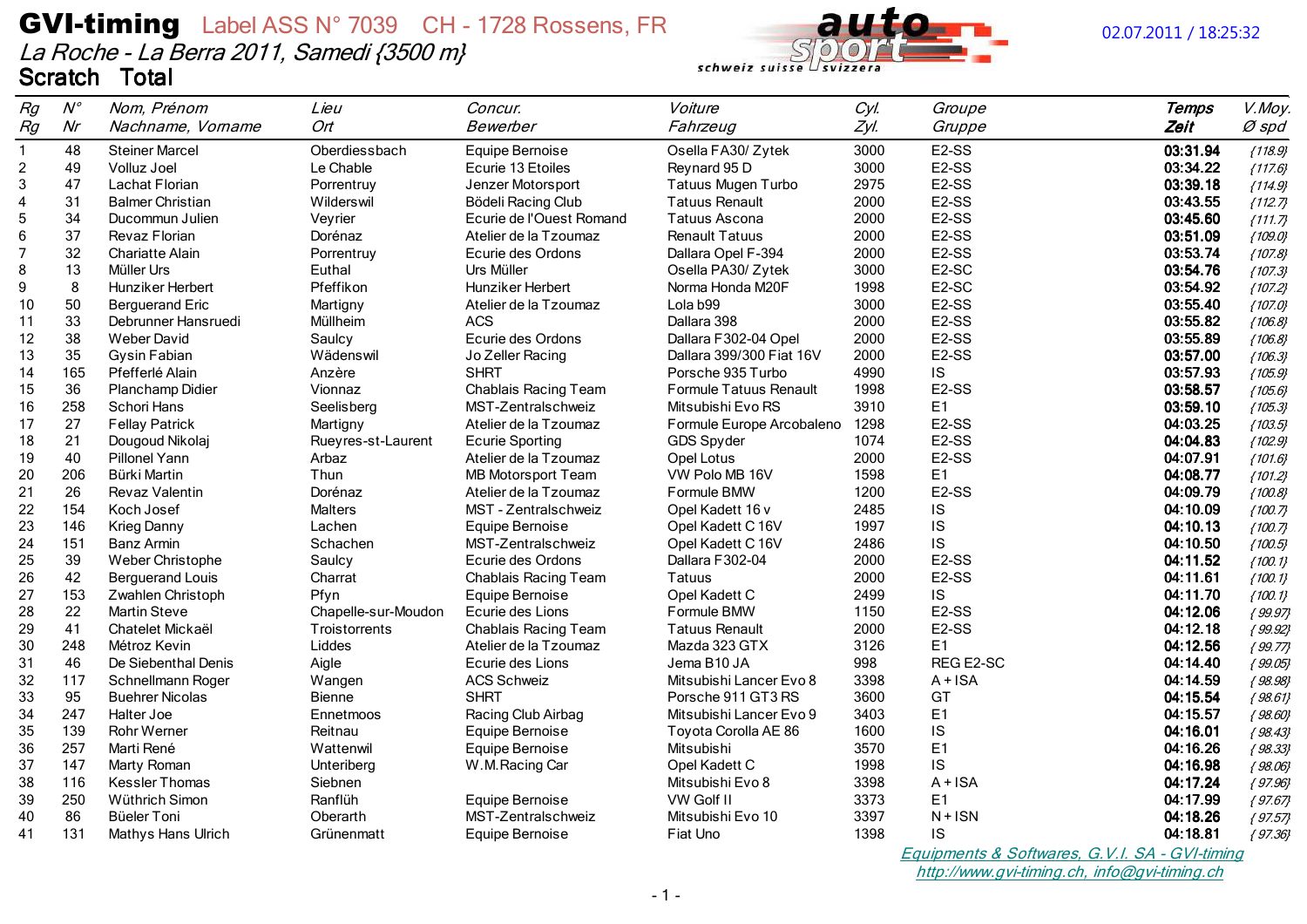# GVI-timing Label ASS N° 7039 CH - 1728 Rossens, FR

02.07.2011 / 18:25:32

*La Roche - La Berra 2011, Samedi {3500 m}*

## Scratch Total

| *Rg* *Rg* | *N°* *Nr* | *Nom, Prénom* *Nachname, Vorname* | *Lieu* *Ort* | *Concur.* *Bewerber* | *Voiture* *Fahrzeug* | *Cyl.* *Zyl.* | *Groupe* *Gruppe* | **Temps** **Zeit** | *V.Moy.* *Ø spd* |
|---|---|---|---|---|---|---|---|---|---|
| 1 | 48 | Steiner Marcel | Oberdiessbach | Equipe Bernoise | Osella FA30/ Zytek | 3000 | E2-SS | **03:31.94** | *{118.9}* |
| 2 | 49 | Volluz Joel | Le Chable | Ecurie 13 Etoiles | Reynard 95 D | 3000 | E2-SS | **03:34.22** | *{117.6}* |
| 3 | 47 | Lachat Florian | Porrentruy | Jenzer Motorsport | Tatuus Mugen Turbo | 2975 | E2-SS | **03:39.18** | *{114.9}* |
| 4 | 31 | Balmer Christian | Wilderswil | Bödeli Racing Club | Tatuus Renault | 2000 | E2-SS | **03:43.55** | *{112.7}* |
| 5 | 34 | Ducommun Julien | Veyrier | Ecurie de l'Ouest Romand | Tatuus Ascona | 2000 | E2-SS | **03:45.60** | *{111.7}* |
| 6 | 37 | Revaz Florian | Dorénaz | Atelier de la Tzoumaz | Renault Tatuus | 2000 | E2-SS | **03:51.09** | *{109.0}* |
| 7 | 32 | Chariatte Alain | Porrentruy | Ecurie des Ordons | Dallara Opel F-394 | 2000 | E2-SS | **03:53.74** | *{107.8}* |
| 8 | 13 | Müller Urs | Euthal | Urs Müller | Osella PA30/ Zytek | 3000 | E2-SC | **03:54.76** | *{107.3}* |
| 9 | 8 | Hunziker Herbert | Pfeffikon | Hunziker Herbert | Norma Honda M20F | 1998 | E2-SC | **03:54.92** | *{107.2}* |
| 10 | 50 | Berguerand Eric | Martigny | Atelier de la Tzoumaz | Lola b99 | 3000 | E2-SS | **03:55.40** | *{107.0}* |
| 11 | 33 | Debrunner Hansruedi | Müllheim | ACS | Dallara 398 | 2000 | E2-SS | **03:55.82** | *{106.8}* |
| 12 | 38 | Weber David | Saulcy | Ecurie des Ordons | Dallara F302-04 Opel | 2000 | E2-SS | **03:55.89** | *{106.8}* |
| 13 | 35 | Gysin Fabian | Wädenswil | Jo Zeller Racing | Dallara 399/300 Fiat 16V | 2000 | E2-SS | **03:57.00** | *{106.3}* |
| 14 | 165 | Pfefferlé Alain | Anzère | SHRT | Porsche 935 Turbo | 4990 | IS | **03:57.93** | *{105.9}* |
| 15 | 36 | Planchamp Didier | Vionnaz | Chablais Racing Team | Formule Tatuus Renault | 1998 | E2-SS | **03:58.57** | *{105.6}* |
| 16 | 258 | Schori Hans | Seelisberg | MST-Zentralschweiz | Mitsubishi Evo RS | 3910 | E1 | **03:59.10** | *{105.3}* |
| 17 | 27 | Fellay Patrick | Martigny | Atelier de la Tzoumaz | Formule Europe Arcobaleno | 1298 | E2-SS | **04:03.25** | *{103.5}* |
| 18 | 21 | Dougoud Nikolaj | Rueyres-st-Laurent | Ecurie Sporting | GDS Spyder | 1074 | E2-SS | **04:04.83** | *{102.9}* |
| 19 | 40 | Pillonel Yann | Arbaz | Atelier de la Tzoumaz | Opel Lotus | 2000 | E2-SS | **04:07.91** | *{101.6}* |
| 20 | 206 | Bürki Martin | Thun | MB Motorsport Team | VW Polo MB 16V | 1598 | E1 | **04:08.77** | *{101.2}* |
| 21 | 26 | Revaz Valentin | Dorénaz | Atelier de la Tzoumaz | Formule BMW | 1200 | E2-SS | **04:09.79** | *{100.8}* |
| 22 | 154 | Koch Josef | Malters | MST - Zentralschweiz | Opel Kadett 16 v | 2485 | IS | **04:10.09** | *{100.7}* |
| 23 | 146 | Krieg Danny | Lachen | Equipe Bernoise | Opel Kadett C 16V | 1997 | IS | **04:10.13** | *{100.7}* |
| 24 | 151 | Banz Armin | Schachen | MST-Zentralschweiz | Opel Kadett C 16V | 2486 | IS | **04:10.50** | *{100.5}* |
| 25 | 39 | Weber Christophe | Saulcy | Ecurie des Ordons | Dallara F302-04 | 2000 | E2-SS | **04:11.52** | *{100.1}* |
| 26 | 42 | Berguerand Louis | Charrat | Chablais Racing Team | Tatuus | 2000 | E2-SS | **04:11.61** | *{100.1}* |
| 27 | 153 | Zwahlen Christoph | Pfyn | Equipe Bernoise | Opel Kadett C | 2499 | IS | **04:11.70** | *{100.1}* |
| 28 | 22 | Martin Steve | Chapelle-sur-Moudon | Ecurie des Lions | Formule BMW | 1150 | E2-SS | **04:12.06** | *{ 99.97}* |
| 29 | 41 | Chatelet Mickaël | Troistorrents | Chablais Racing Team | Tatuus Renault | 2000 | E2-SS | **04:12.18** | *{ 99.92}* |
| 30 | 248 | Métroz Kevin | Liddes | Atelier de la Tzoumaz | Mazda 323 GTX | 3126 | E1 | **04:12.56** | *{ 99.77}* |
| 31 | 46 | De Siebenthal Denis | Aigle | Ecurie des Lions | Jema B10 JA | 998 | REG E2-SC | **04:14.40** | *{ 99.05}* |
| 32 | 117 | Schnellmann Roger | Wangen | ACS Schweiz | Mitsubishi Lancer Evo 8 | 3398 | A + ISA | **04:14.59** | *{ 98.98}* |
| 33 | 95 | Buehrer Nicolas | Bienne | SHRT | Porsche 911 GT3 RS | 3600 | GT | **04:15.54** | *{ 98.61}* |
| 34 | 247 | Halter Joe | Ennetmoos | Racing Club Airbag | Mitsubishi Lancer Evo 9 | 3403 | E1 | **04:15.57** | *{ 98.60}* |
| 35 | 139 | Rohr Werner | Reitnau | Equipe Bernoise | Toyota Corolla AE 86 | 1600 | IS | **04:16.01** | *{ 98.43}* |
| 36 | 257 | Marti René | Wattenwil | Equipe Bernoise | Mitsubishi | 3570 | E1 | **04:16.26** | *{ 98.33}* |
| 37 | 147 | Marty Roman | Unteriberg | W.M.Racing Car | Opel Kadett C | 1998 | IS | **04:16.98** | *{ 98.06}* |
| 38 | 116 | Kessler Thomas | Siebnen | | Mitsubishi Evo 8 | 3398 | A + ISA | **04:17.24** | *{ 97.96}* |
| 39 | 250 | Wüthrich Simon | Ranflüh | Equipe Bernoise | VW Golf II | 3373 | E1 | **04:17.99** | *{ 97.67}* |
| 40 | 86 | Büeler Toni | Oberarth | MST-Zentralschweiz | Mitsubishi Evo 10 | 3397 | N + ISN | **04:18.26** | *{ 97.57}* |
| 41 | 131 | Mathys Hans Ulrich | Grünenmatt | Equipe Bernoise | Fiat Uno | 1398 | IS | **04:18.81** | *{ 97.36}* |

*Equipments & Softwares, G.V.I. SA - GVI-timing*
*http://www.gvi-timing.ch, info@gvi-timing.ch*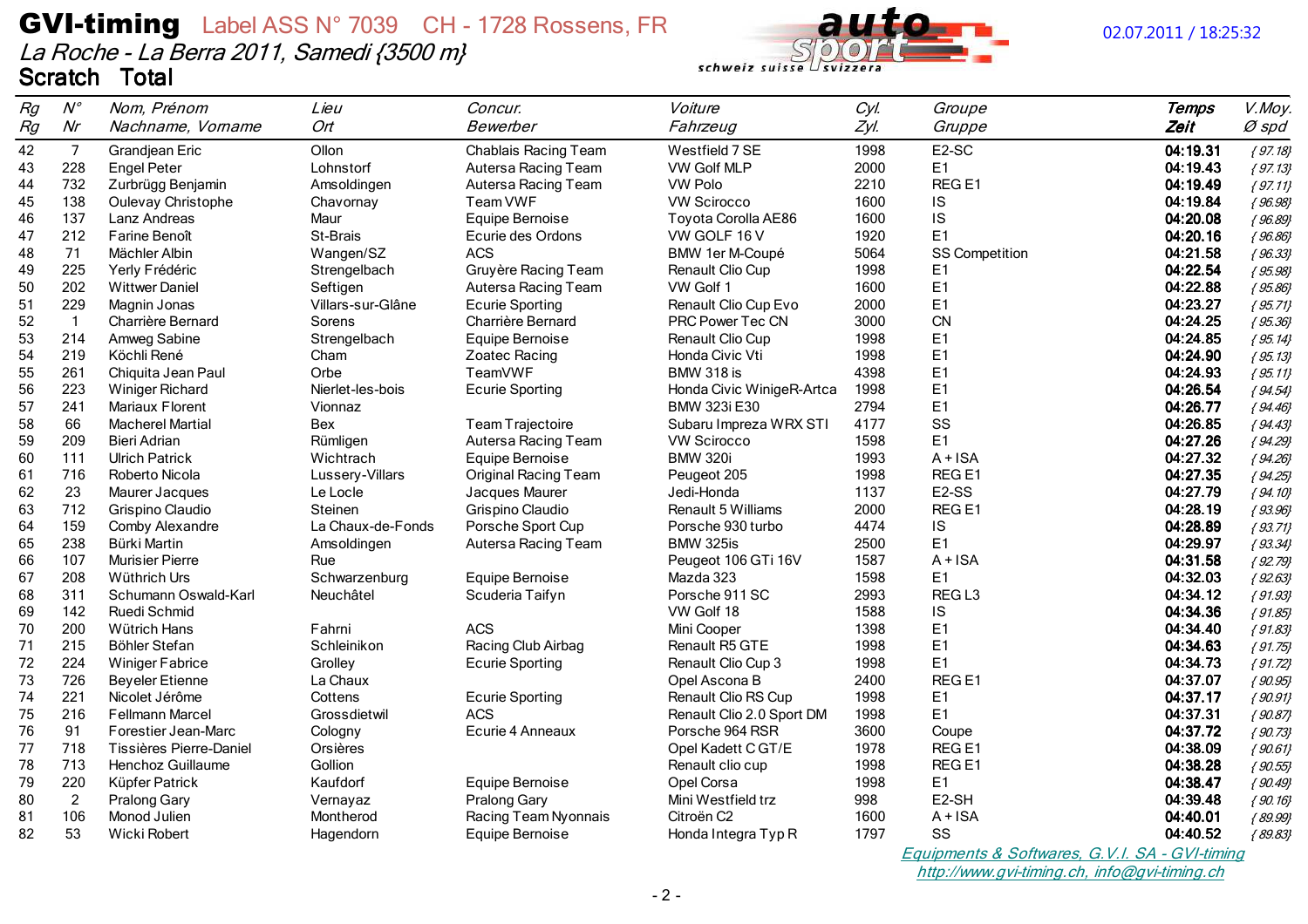# GVI-timing Label ASS N° 7039 CH - 1728 Rossens, FR

*La Roche - La Berra 2011, Samedi {3500 m}*

**Scratch Total**

02.07.2011 / 18:25:32

| *Rg* *Rg* | *N°* *Nr* | *Nom, Prénom* *Nachname, Vorname* | *Lieu* *Ort* | *Concur.* *Bewerber* | *Voiture* *Fahrzeug* | *Cyl.* *Zyl.* | *Groupe* *Gruppe* | *Temps* ***Zeit*** | *V.Moy.* *Ø spd* |
|---|---|---|---|---|---|---|---|---|---|
| 42 | 7 | Grandjean Eric | Ollon | Chablais Racing Team | Westfield 7 SE | 1998 | E2-SC | **04:19.31** | *{ 97.18}* |
| 43 | 228 | Engel Peter | Lohnstorf | Autersa Racing Team | VW Golf MLP | 2000 | E1 | **04:19.43** | *{ 97.13}* |
| 44 | 732 | Zurbrügg Benjamin | Amsoldingen | Autersa Racing Team | VW Polo | 2210 | REG E1 | **04:19.49** | *{ 97.11}* |
| 45 | 138 | Oulevay Christophe | Chavornay | Team VWF | VW Scirocco | 1600 | IS | **04:19.84** | *{ 96.98}* |
| 46 | 137 | Lanz Andreas | Maur | Equipe Bernoise | Toyota Corolla AE86 | 1600 | IS | **04:20.08** | *{ 96.89}* |
| 47 | 212 | Farine Benoît | St-Brais | Ecurie des Ordons | VW GOLF 16 V | 1920 | E1 | **04:20.16** | *{ 96.86}* |
| 48 | 71 | Mächler Albin | Wangen/SZ | ACS | BMW 1er M-Coupé | 5064 | SS Competition | **04:21.58** | *{ 96.33}* |
| 49 | 225 | Yerly Frédéric | Strengelbach | Gruyère Racing Team | Renault Clio Cup | 1998 | E1 | **04:22.54** | *{ 95.98}* |
| 50 | 202 | Wittwer Daniel | Seftigen | Autersa Racing Team | VW Golf 1 | 1600 | E1 | **04:22.88** | *{ 95.86}* |
| 51 | 229 | Magnin Jonas | Villars-sur-Glâne | Ecurie Sporting | Renault Clio Cup Evo | 2000 | E1 | **04:23.27** | *{ 95.71}* |
| 52 | 1 | Charrière Bernard | Sorens | Charrière Bernard | PRC Power Tec CN | 3000 | CN | **04:24.25** | *{ 95.36}* |
| 53 | 214 | Amweg Sabine | Strengelbach | Equipe Bernoise | Renault Clio Cup | 1998 | E1 | **04:24.85** | *{ 95.14}* |
| 54 | 219 | Köchli René | Cham | Zoatec Racing | Honda Civic Vti | 1998 | E1 | **04:24.90** | *{ 95.13}* |
| 55 | 261 | Chiquita Jean Paul | Orbe | TeamVWF | BMW 318 is | 4398 | E1 | **04:24.93** | *{ 95.11}* |
| 56 | 223 | Winiger Richard | Nierlet-les-bois | Ecurie Sporting | Honda Civic WinigeR-Artca | 1998 | E1 | **04:26.54** | *{ 94.54}* |
| 57 | 241 | Mariaux Florent | Vionnaz | | BMW 323i E30 | 2794 | E1 | **04:26.77** | *{ 94.46}* |
| 58 | 66 | Macherel Martial | Bex | Team Trajectoire | Subaru Impreza WRX STI | 4177 | SS | **04:26.85** | *{ 94.43}* |
| 59 | 209 | Bieri Adrian | Rümligen | Autersa Racing Team | VW Scirocco | 1598 | E1 | **04:27.26** | *{ 94.29}* |
| 60 | 111 | Ulrich Patrick | Wichtrach | Equipe Bernoise | BMW 320i | 1993 | A + ISA | **04:27.32** | *{ 94.26}* |
| 61 | 716 | Roberto Nicola | Lussery-Villars | Original Racing Team | Peugeot 205 | 1998 | REG E1 | **04:27.35** | *{ 94.25}* |
| 62 | 23 | Maurer Jacques | Le Locle | Jacques Maurer | Jedi-Honda | 1137 | E2-SS | **04:27.79** | *{ 94.10}* |
| 63 | 712 | Grispino Claudio | Steinen | Grispino Claudio | Renault 5 Williams | 2000 | REG E1 | **04:28.19** | *{ 93.96}* |
| 64 | 159 | Comby Alexandre | La Chaux-de-Fonds | Porsche Sport Cup | Porsche 930 turbo | 4474 | IS | **04:28.89** | *{ 93.71}* |
| 65 | 238 | Bürki Martin | Amsoldingen | Autersa Racing Team | BMW 325is | 2500 | E1 | **04:29.97** | *{ 93.34}* |
| 66 | 107 | Murisier Pierre | Rue | | Peugeot 106 GTi 16V | 1587 | A + ISA | **04:31.58** | *{ 92.79}* |
| 67 | 208 | Wüthrich Urs | Schwarzenburg | Equipe Bernoise | Mazda 323 | 1598 | E1 | **04:32.03** | *{ 92.63}* |
| 68 | 311 | Schumann Oswald-Karl | Neuchâtel | Scuderia Taifyn | Porsche 911 SC | 2993 | REG L3 | **04:34.12** | *{ 91.93}* |
| 69 | 142 | Ruedi Schmid | | | VW Golf 18 | 1588 | IS | **04:34.36** | *{ 91.85}* |
| 70 | 200 | Wütrich Hans | Fahrni | ACS | Mini Cooper | 1398 | E1 | **04:34.40** | *{ 91.83}* |
| 71 | 215 | Böhler Stefan | Schleinikon | Racing Club Airbag | Renault R5 GTE | 1998 | E1 | **04:34.63** | *{ 91.75}* |
| 72 | 224 | Winiger Fabrice | Grolley | Ecurie Sporting | Renault Clio Cup 3 | 1998 | E1 | **04:34.73** | *{ 91.72}* |
| 73 | 726 | Beyeler Etienne | La Chaux | | Opel Ascona B | 2400 | REG E1 | **04:37.07** | *{ 90.95}* |
| 74 | 221 | Nicolet Jérôme | Cottens | Ecurie Sporting | Renault Clio RS Cup | 1998 | E1 | **04:37.17** | *{ 90.91}* |
| 75 | 216 | Fellmann Marcel | Grossdietwil | ACS | Renault Clio 2.0 Sport DM | 1998 | E1 | **04:37.31** | *{ 90.87}* |
| 76 | 91 | Forestier Jean-Marc | Cologny | Ecurie 4 Anneaux | Porsche 964 RSR | 3600 | Coupe | **04:37.72** | *{ 90.73}* |
| 77 | 718 | Tissières Pierre-Daniel | Orsières | | Opel Kadett C GT/E | 1978 | REG E1 | **04:38.09** | *{ 90.61}* |
| 78 | 713 | Henchoz Guillaume | Gollion | | Renault clio cup | 1998 | REG E1 | **04:38.28** | *{ 90.55}* |
| 79 | 220 | Küpfer Patrick | Kaufdorf | Equipe Bernoise | Opel Corsa | 1998 | E1 | **04:38.47** | *{ 90.49}* |
| 80 | 2 | Pralong Gary | Vernayaz | Pralong Gary | Mini Westfield trz | 998 | E2-SH | **04:39.48** | *{ 90.16}* |
| 81 | 106 | Monod Julien | Montherod | Racing Team Nyonnais | Citroën C2 | 1600 | A + ISA | **04:40.01** | *{ 89.99}* |
| 82 | 53 | Wicki Robert | Hagendorn | Equipe Bernoise | Honda Integra Typ R | 1797 | SS | **04:40.52** | *{ 89.83}* |

*Equipments & Softwares, G.V.I. SA - GVI-timing*
*http://www.gvi-timing.ch, info@gvi-timing.ch*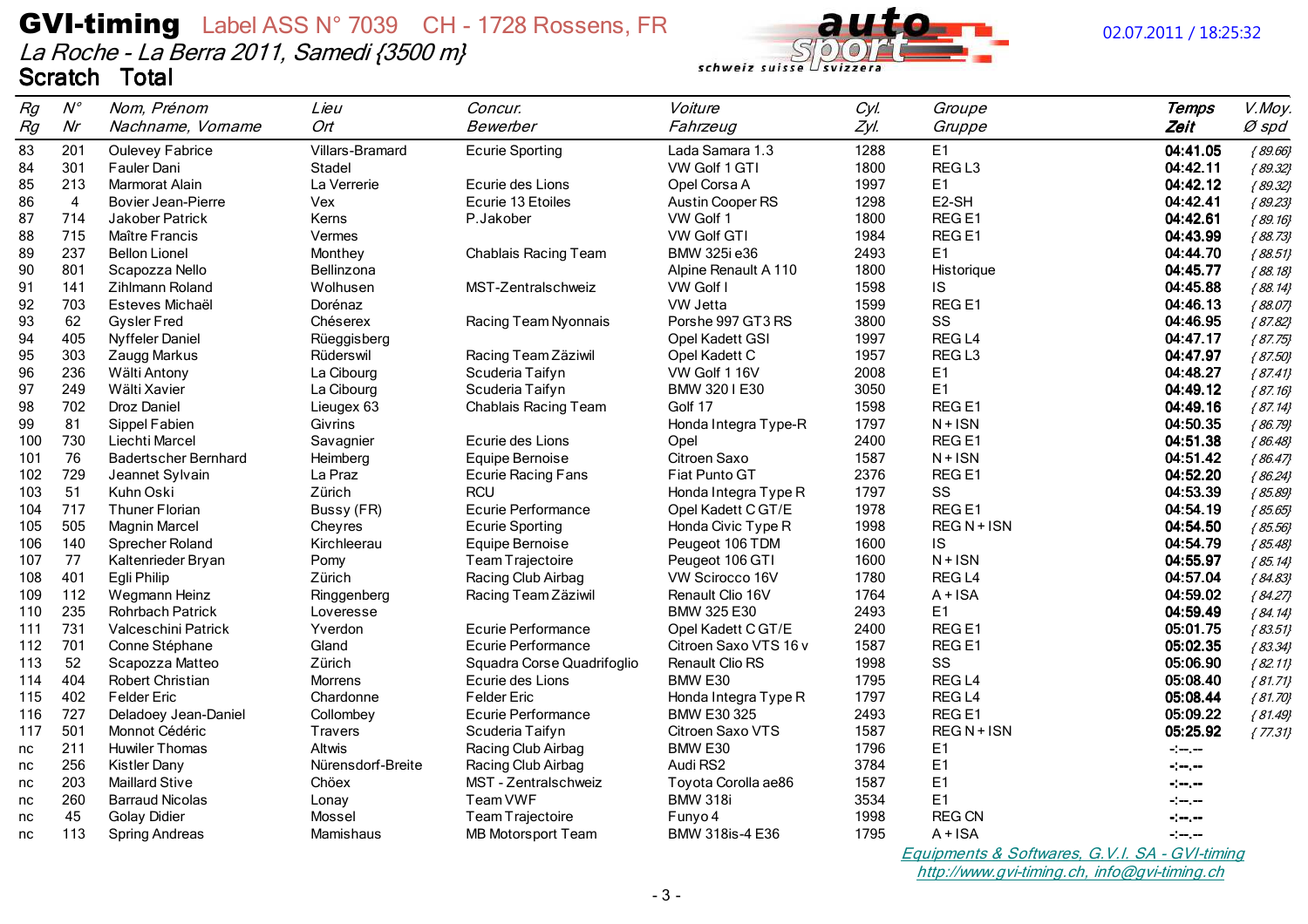# GVI-timing Label ASS N° 7039 CH - 1728 Rossens, FR

*La Roche - La Berra 2011, Samedi {3500 m}*

02.07.2011 / 18:25:32

## Scratch Total

| Rg<br>Rg | N°<br>Nr | Nom, Prénom<br>Nachname, Vorname | Lieu<br>Ort | Concur.<br>Bewerber | Voiture<br>Fahrzeug | Cyl.<br>Zyl. | Groupe<br>Gruppe | Temps<br>Zeit | V.Moy.<br>Ø spd |
|---|---|---|---|---|---|---|---|---|---|
| 83 | 201 | Oulevey Fabrice | Villars-Bramard | Ecurie Sporting | Lada Samara 1.3 | 1288 | E1 | **04:41.05** | {89.66} |
| 84 | 301 | Fauler Dani | Stadel | | VW Golf 1 GTI | 1800 | REG L3 | **04:42.11** | {89.32} |
| 85 | 213 | Marmorat Alain | La Verrerie | Ecurie des Lions | Opel Corsa A | 1997 | E1 | **04:42.12** | {89.32} |
| 86 | 4 | Bovier Jean-Pierre | Vex | Ecurie 13 Etoiles | Austin Cooper RS | 1298 | E2-SH | **04:42.41** | {89.23} |
| 87 | 714 | Jakober Patrick | Kerns | P.Jakober | VW Golf 1 | 1800 | REG E1 | **04:42.61** | {89.16} |
| 88 | 715 | Maître Francis | Vermes | | VW Golf GTI | 1984 | REG E1 | **04:43.99** | {88.73} |
| 89 | 237 | Bellon Lionel | Monthey | Chablais Racing Team | BMW 325i e36 | 2493 | E1 | **04:44.70** | {88.51} |
| 90 | 801 | Scapozza Nello | Bellinzona | | Alpine Renault A 110 | 1800 | Historique | **04:45.77** | {88.18} |
| 91 | 141 | Zihlmann Roland | Wolhusen | MST-Zentralschweiz | VW Golf I | 1598 | IS | **04:45.88** | {88.14} |
| 92 | 703 | Esteves Michaël | Dorénaz | | VW Jetta | 1599 | REG E1 | **04:46.13** | {88.07} |
| 93 | 62 | Gysler Fred | Chéserex | Racing Team Nyonnais | Porshe 997 GT3 RS | 3800 | SS | **04:46.95** | {87.82} |
| 94 | 405 | Nyffeler Daniel | Rüeggisberg | | Opel Kadett GSI | 1997 | REG L4 | **04:47.17** | {87.75} |
| 95 | 303 | Zaugg Markus | Rüderswil | Racing Team Zäziwil | Opel Kadett C | 1957 | REG L3 | **04:47.97** | {87.50} |
| 96 | 236 | Wälti Antony | La Cibourg | Scuderia Taifyn | VW Golf 1 16V | 2008 | E1 | **04:48.27** | {87.41} |
| 97 | 249 | Wälti Xavier | La Cibourg | Scuderia Taifyn | BMW 320 I E30 | 3050 | E1 | **04:49.12** | {87.16} |
| 98 | 702 | Droz Daniel | Lieugex 63 | Chablais Racing Team | Golf 17 | 1598 | REG E1 | **04:49.16** | {87.14} |
| 99 | 81 | Sippel Fabien | Givrins | | Honda Integra Type-R | 1797 | N+ISN | **04:50.35** | {86.79} |
| 100 | 730 | Liechti Marcel | Savagnier | Ecurie des Lions | Opel | 2400 | REG E1 | **04:51.38** | {86.48} |
| 101 | 76 | Badertscher Bernhard | Heimberg | Equipe Bernoise | Citroen Saxo | 1587 | N+ISN | **04:51.42** | {86.47} |
| 102 | 729 | Jeannet Sylvain | La Praz | Ecurie Racing Fans | Fiat Punto GT | 2376 | REG E1 | **04:52.20** | {86.24} |
| 103 | 51 | Kuhn Oski | Zürich | RCU | Honda Integra Type R | 1797 | SS | **04:53.39** | {85.89} |
| 104 | 717 | Thuner Florian | Bussy (FR) | Ecurie Performance | Opel Kadett C GT/E | 1978 | REG E1 | **04:54.19** | {85.65} |
| 105 | 505 | Magnin Marcel | Cheyres | Ecurie Sporting | Honda Civic Type R | 1998 | REG N+ISN | **04:54.50** | {85.56} |
| 106 | 140 | Sprecher Roland | Kirchleerau | Equipe Bernoise | Peugeot 106 TDM | 1600 | IS | **04:54.79** | {85.48} |
| 107 | 77 | Kaltenrieder Bryan | Pomy | Team Trajectoire | Peugeot 106 GTI | 1600 | N+ISN | **04:55.97** | {85.14} |
| 108 | 401 | Egli Philip | Zürich | Racing Club Airbag | VW Scirocco 16V | 1780 | REG L4 | **04:57.04** | {84.83} |
| 109 | 112 | Wegmann Heinz | Ringgenberg | Racing Team Zäziwil | Renault Clio 16V | 1764 | A+ISA | **04:59.02** | {84.27} |
| 110 | 235 | Rohrbach Patrick | Loveresse | | BMW 325 E30 | 2493 | E1 | **04:59.49** | {84.14} |
| 111 | 731 | Valceschini Patrick | Yverdon | Ecurie Performance | Opel Kadett C GT/E | 2400 | REG E1 | **05:01.75** | {83.51} |
| 112 | 701 | Conne Stéphane | Gland | Ecurie Performance | Citroen Saxo VTS 16 v | 1587 | REG E1 | **05:02.35** | {83.34} |
| 113 | 52 | Scapozza Matteo | Zürich | Squadra Corse Quadrifoglio | Renault Clio RS | 1998 | SS | **05:06.90** | {82.11} |
| 114 | 404 | Robert Christian | Morrens | Ecurie des Lions | BMW E30 | 1795 | REG L4 | **05:08.40** | {81.71} |
| 115 | 402 | Felder Eric | Chardonne | Felder Eric | Honda Integra Type R | 1797 | REG L4 | **05:08.44** | {81.70} |
| 116 | 727 | Deladoey Jean-Daniel | Collombey | Ecurie Performance | BMW E30 325 | 2493 | REG E1 | **05:09.22** | {81.49} |
| 117 | 501 | Monnot Cédéric | Travers | Scuderia Taifyn | Citroen Saxo VTS | 1587 | REG N+ISN | **05:25.92** | {77.31} |
| nc | 211 | Huwiler Thomas | Altwis | Racing Club Airbag | BMW E30 | 1796 | E1 | -:--.-- | |
| nc | 256 | Kistler Dany | Nürensdorf-Breite | Racing Club Airbag | Audi RS2 | 3784 | E1 | -:--.-- | |
| nc | 203 | Maillard Stive | Chöex | MST - Zentralschweiz | Toyota Corolla ae86 | 1587 | E1 | -:--.-- | |
| nc | 260 | Barraud Nicolas | Lonay | Team VWF | BMW 318i | 3534 | E1 | -:--.-- | |
| nc | 45 | Golay Didier | Mossel | Team Trajectoire | Funyo 4 | 1998 | REG CN | -:--.-- | |
| nc | 113 | Spring Andreas | Mamishaus | MB Motorsport Team | BMW 318is-4 E36 | 1795 | A+ISA | -:--.-- | |

*Equipments & Softwares, G.V.I. SA - GVI-timing*
*http://www.gvi-timing.ch, info@gvi-timing.ch*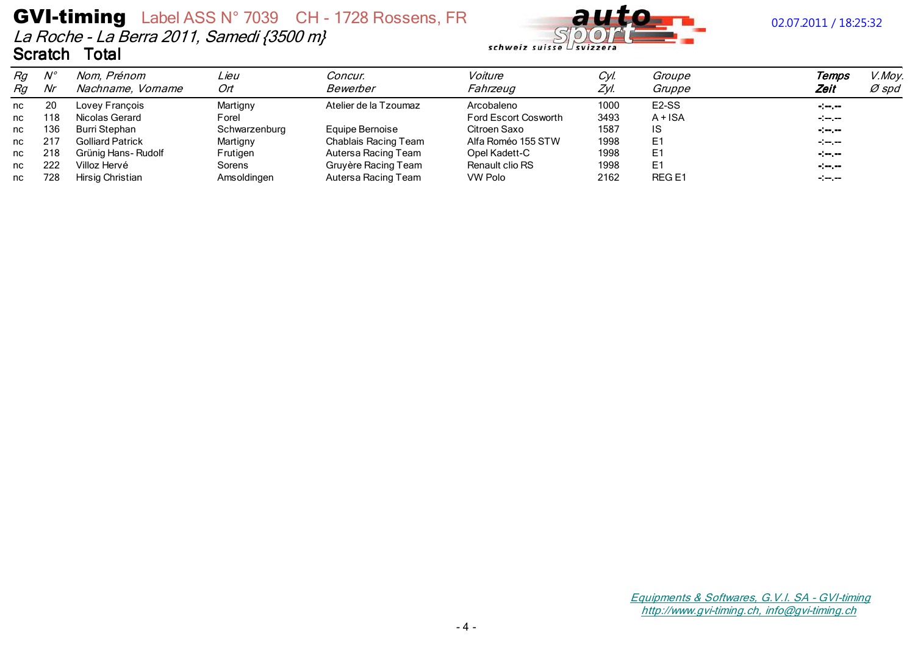**GVI-timing** Label ASS N° 7039 CH - 1728 Rossens, FR

*La Roche - La Berra 2011, Samedi {3500 m}*

**Scratch Total**

02.07.2011 / 18:25:32

| *Rg* / *Rg* | *N°* / *Nr* | *Nom, Prénom* / *Nachname, Vorname* | *Lieu* / *Ort* | *Concur.* / *Bewerber* | *Voiture* / *Fahrzeug* | *Cyl.* / *Zyl.* | *Groupe* / *Gruppe* | ***Temps*** / ***Zeit*** | *V.Moy.* / *Ø spd* |
|---|---|---|---|---|---|---|---|---|---|
| nc | 20 | Lovey François | Martigny | Atelier de la Tzoumaz | Arcobaleno | 1000 | E2-SS | **-:--.--** | |
| nc | 118 | Nicolas Gerard | Forel | | Ford Escort Cosworth | 3493 | A + ISA | -:--.-- | |
| nc | 136 | Burri Stephan | Schwarzenburg | Equipe Bernoise | Citroen Saxo | 1587 | IS | **-:--.--** | |
| nc | 217 | Golliard Patrick | Martigny | Chablais Racing Team | Alfa Roméo 155 STW | 1998 | E1 | -:--.-- | |
| nc | 218 | Grünig Hans- Rudolf | Frutigen | Autersa Racing Team | Opel Kadett-C | 1998 | E1 | **-:--.--** | |
| nc | 222 | Villoz Hervé | Sorens | Gruyère Racing Team | Renault clio RS | 1998 | E1 | **-:--.--** | |
| nc | 728 | Hirsig Christian | Amsoldingen | Autersa Racing Team | VW Polo | 2162 | REG E1 | -:--.-- | |

*Equipments & Softwares, G.V.I. SA - GVI-timing*
*http://www.gvi-timing.ch, info@gvi-timing.ch*